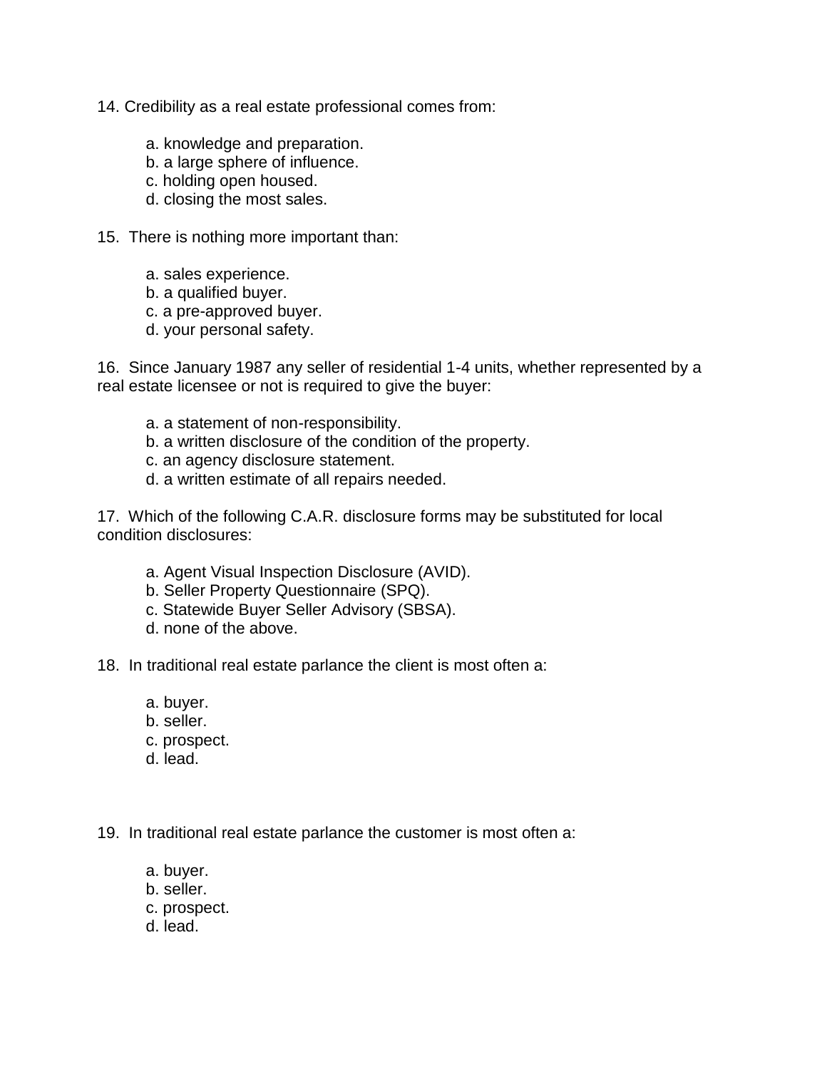14. Credibility as a real estate professional comes from:

    a. knowledge and preparation.
    b. a large sphere of influence.
    c. holding open housed.
    d. closing the most sales.

15. There is nothing more important than:

    a. sales experience.
    b. a qualified buyer.
    c. a pre-approved buyer.
    d. your personal safety.

16. Since January 1987 any seller of residential 1-4 units, whether represented by a real estate licensee or not is required to give the buyer:

    a. a statement of non-responsibility.
    b. a written disclosure of the condition of the property.
    c. an agency disclosure statement.
    d. a written estimate of all repairs needed.

17. Which of the following C.A.R. disclosure forms may be substituted for local condition disclosures:

    a. Agent Visual Inspection Disclosure (AVID).
    b. Seller Property Questionnaire (SPQ).
    c. Statewide Buyer Seller Advisory (SBSA).
    d. none of the above.

18. In traditional real estate parlance the client is most often a:

    a. buyer.
    b. seller.
    c. prospect.
    d. lead.

19. In traditional real estate parlance the customer is most often a:

    a. buyer.
    b. seller.
    c. prospect.
    d. lead.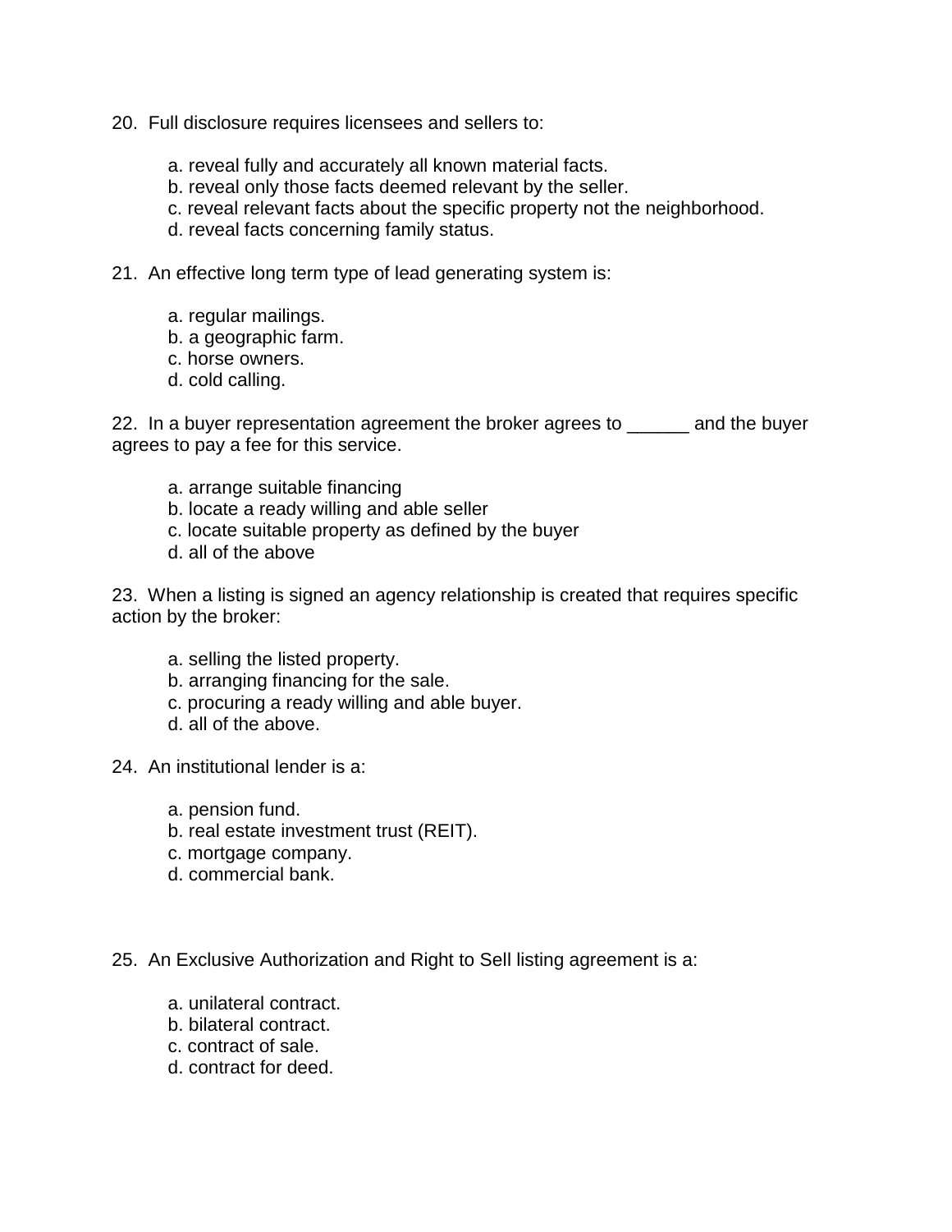20. Full disclosure requires licensees and sellers to:

   a. reveal fully and accurately all known material facts.
   b. reveal only those facts deemed relevant by the seller.
   c. reveal relevant facts about the specific property not the neighborhood.
   d. reveal facts concerning family status.

21. An effective long term type of lead generating system is:

   a. regular mailings.
   b. a geographic farm.
   c. horse owners.
   d. cold calling.

22. In a buyer representation agreement the broker agrees to ______ and the buyer agrees to pay a fee for this service.

   a. arrange suitable financing
   b. locate a ready willing and able seller
   c. locate suitable property as defined by the buyer
   d. all of the above

23. When a listing is signed an agency relationship is created that requires specific action by the broker:

   a. selling the listed property.
   b. arranging financing for the sale.
   c. procuring a ready willing and able buyer.
   d. all of the above.

24. An institutional lender is a:

   a. pension fund.
   b. real estate investment trust (REIT).
   c. mortgage company.
   d. commercial bank.

25. An Exclusive Authorization and Right to Sell listing agreement is a:

   a. unilateral contract.
   b. bilateral contract.
   c. contract of sale.
   d. contract for deed.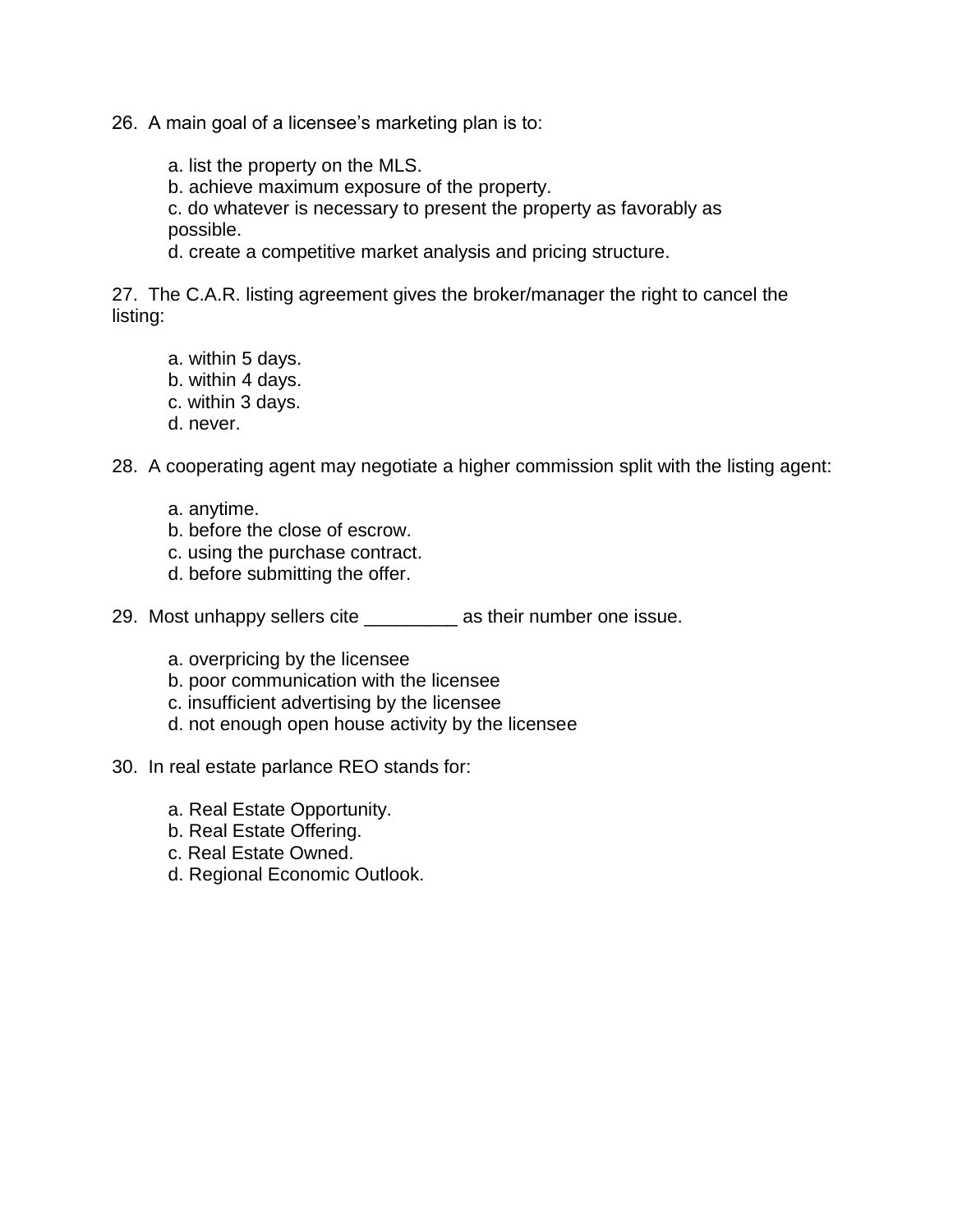26. A main goal of a licensee's marketing plan is to:

   a. list the property on the MLS.
   b. achieve maximum exposure of the property.
   c. do whatever is necessary to present the property as favorably as possible.
   d. create a competitive market analysis and pricing structure.

27. The C.A.R. listing agreement gives the broker/manager the right to cancel the listing:

   a. within 5 days.
   b. within 4 days.
   c. within 3 days.
   d. never.

28. A cooperating agent may negotiate a higher commission split with the listing agent:

   a. anytime.
   b. before the close of escrow.
   c. using the purchase contract.
   d. before submitting the offer.

29. Most unhappy sellers cite _________ as their number one issue.

   a. overpricing by the licensee
   b. poor communication with the licensee
   c. insufficient advertising by the licensee
   d. not enough open house activity by the licensee

30. In real estate parlance REO stands for:

   a. Real Estate Opportunity.
   b. Real Estate Offering.
   c. Real Estate Owned.
   d. Regional Economic Outlook.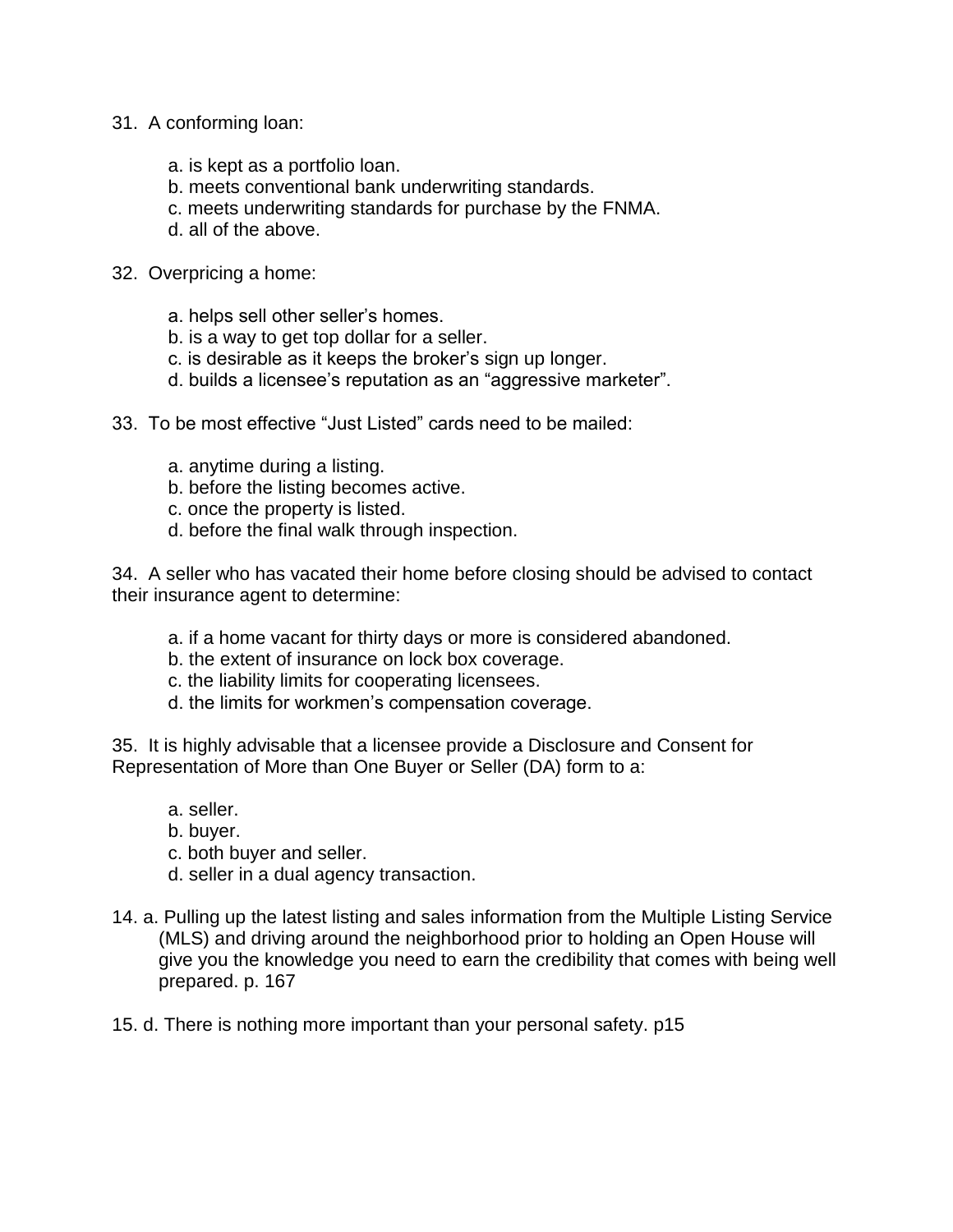31. A conforming loan:

    a. is kept as a portfolio loan.
    b. meets conventional bank underwriting standards.
    c. meets underwriting standards for purchase by the FNMA.
    d. all of the above.

32. Overpricing a home:

    a. helps sell other seller's homes.
    b. is a way to get top dollar for a seller.
    c. is desirable as it keeps the broker's sign up longer.
    d. builds a licensee's reputation as an "aggressive marketer".

33. To be most effective "Just Listed" cards need to be mailed:

    a. anytime during a listing.
    b. before the listing becomes active.
    c. once the property is listed.
    d. before the final walk through inspection.

34. A seller who has vacated their home before closing should be advised to contact their insurance agent to determine:

    a. if a home vacant for thirty days or more is considered abandoned.
    b. the extent of insurance on lock box coverage.
    c. the liability limits for cooperating licensees.
    d. the limits for workmen's compensation coverage.

35. It is highly advisable that a licensee provide a Disclosure and Consent for Representation of More than One Buyer or Seller (DA) form to a:

    a. seller.
    b. buyer.
    c. both buyer and seller.
    d. seller in a dual agency transaction.

14. a. Pulling up the latest listing and sales information from the Multiple Listing Service (MLS) and driving around the neighborhood prior to holding an Open House will give you the knowledge you need to earn the credibility that comes with being well prepared. p. 167

15. d. There is nothing more important than your personal safety. p15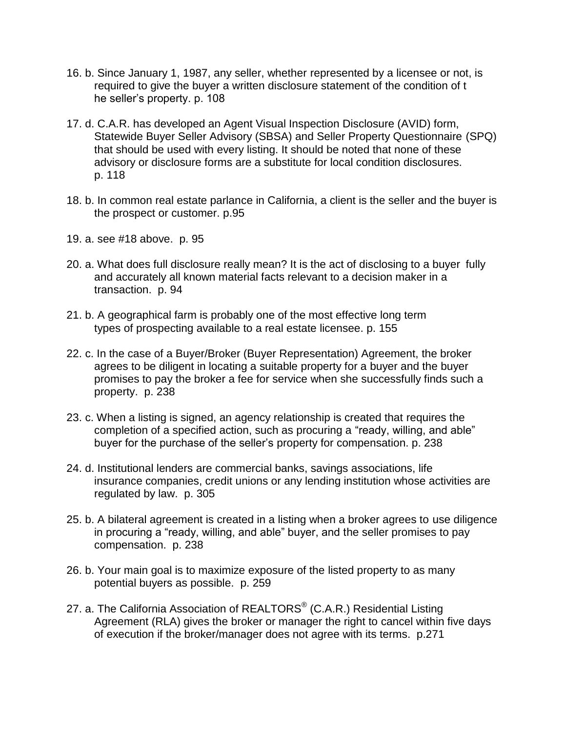16. b. Since January 1, 1987, any seller, whether represented by a licensee or not, is required to give the buyer a written disclosure statement of the condition of t he seller's property. p. 108

17. d. C.A.R. has developed an Agent Visual Inspection Disclosure (AVID) form, Statewide Buyer Seller Advisory (SBSA) and Seller Property Questionnaire (SPQ) that should be used with every listing. It should be noted that none of these advisory or disclosure forms are a substitute for local condition disclosures. p. 118

18. b. In common real estate parlance in California, a client is the seller and the buyer is the prospect or customer. p.95

19. a. see #18 above. p. 95

20. a. What does full disclosure really mean? It is the act of disclosing to a buyer fully and accurately all known material facts relevant to a decision maker in a transaction. p. 94

21. b. A geographical farm is probably one of the most effective long term types of prospecting available to a real estate licensee. p. 155

22. c. In the case of a Buyer/Broker (Buyer Representation) Agreement, the broker agrees to be diligent in locating a suitable property for a buyer and the buyer promises to pay the broker a fee for service when she successfully finds such a property. p. 238

23. c. When a listing is signed, an agency relationship is created that requires the completion of a specified action, such as procuring a "ready, willing, and able" buyer for the purchase of the seller's property for compensation. p. 238

24. d. Institutional lenders are commercial banks, savings associations, life insurance companies, credit unions or any lending institution whose activities are regulated by law. p. 305

25. b. A bilateral agreement is created in a listing when a broker agrees to use diligence in procuring a "ready, willing, and able" buyer, and the seller promises to pay compensation. p. 238

26. b. Your main goal is to maximize exposure of the listed property to as many potential buyers as possible. p. 259

27. a. The California Association of REALTORS® (C.A.R.) Residential Listing Agreement (RLA) gives the broker or manager the right to cancel within five days of execution if the broker/manager does not agree with its terms. p.271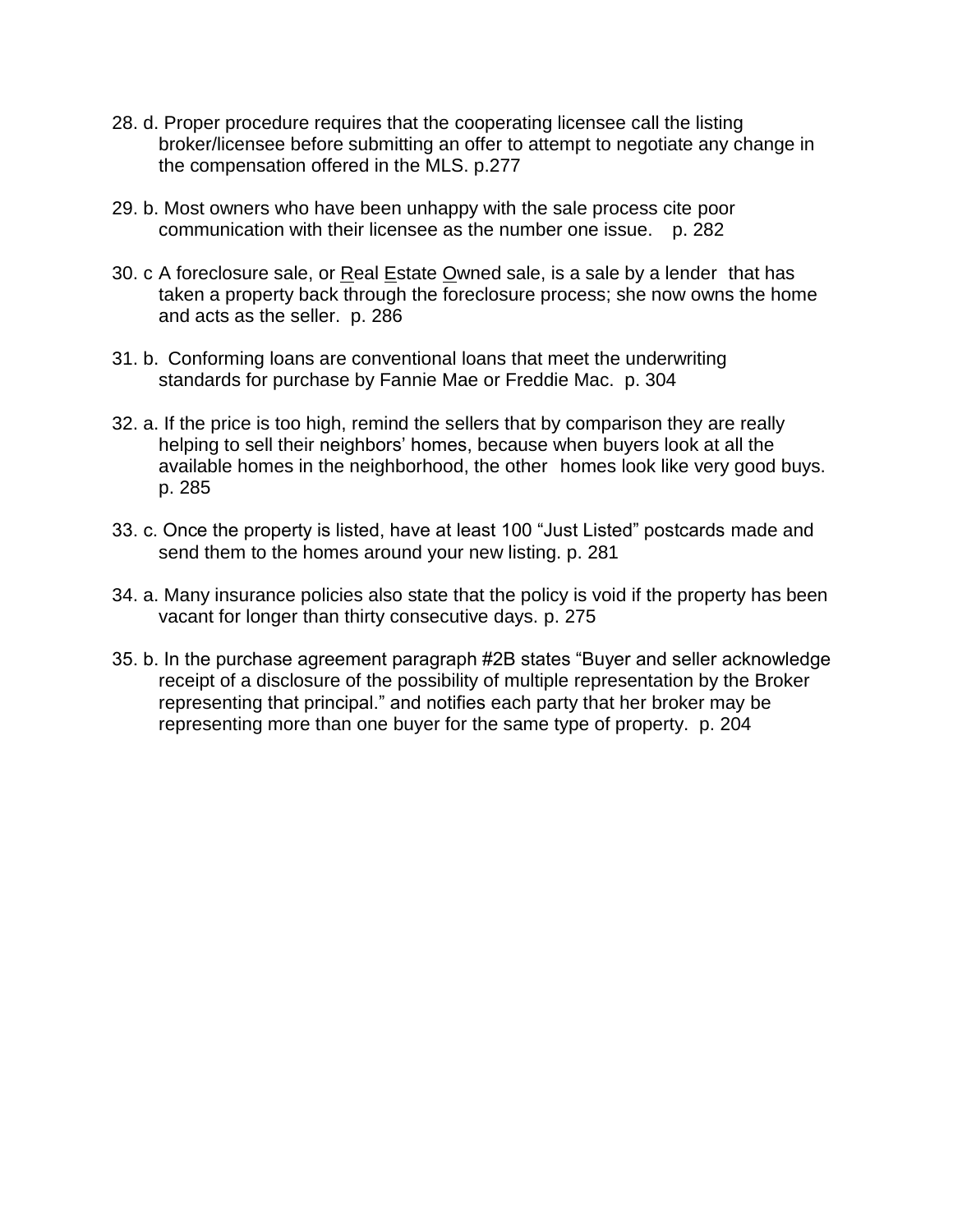28. d. Proper procedure requires that the cooperating licensee call the listing broker/licensee before submitting an offer to attempt to negotiate any change in the compensation offered in the MLS. p.277

29. b. Most owners who have been unhappy with the sale process cite poor communication with their licensee as the number one issue.   p. 282

30. c A foreclosure sale, or <u>R</u>eal <u>E</u>state <u>O</u>wned sale, is a sale by a lender that has taken a property back through the foreclosure process; she now owns the home and acts as the seller. p. 286

31. b. Conforming loans are conventional loans that meet the underwriting standards for purchase by Fannie Mae or Freddie Mac. p. 304

32. a. If the price is too high, remind the sellers that by comparison they are really helping to sell their neighbors' homes, because when buyers look at all the available homes in the neighborhood, the other homes look like very good buys. p. 285

33. c. Once the property is listed, have at least 100 "Just Listed" postcards made and send them to the homes around your new listing. p. 281

34. a. Many insurance policies also state that the policy is void if the property has been vacant for longer than thirty consecutive days. p. 275

35. b. In the purchase agreement paragraph #2B states "Buyer and seller acknowledge receipt of a disclosure of the possibility of multiple representation by the Broker representing that principal." and notifies each party that her broker may be representing more than one buyer for the same type of property. p. 204